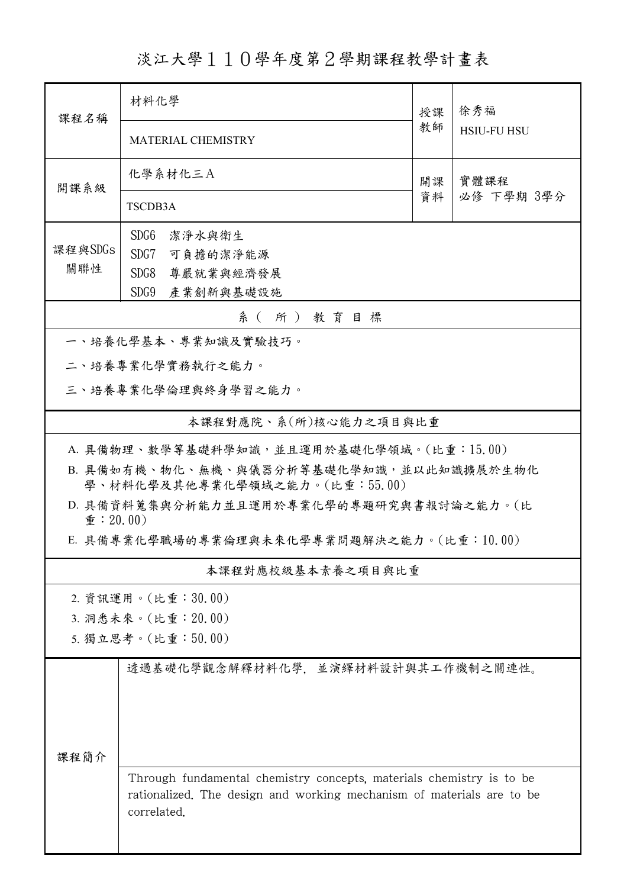# 淡江大學１１０學年度第２學期課程教學計畫表

| 課程名稱 | 材料化學<br>MATERIAL CHEMISTRY | 授課教師 | 徐秀福<br>HSIU-FU HSU |
|---|---|---|---|
| 開課系級 | 化學系材化三Ａ<br>TSCDB3A | 開課資料 | 實體課程<br>必修 下學期 3學分 |
| 課程與SDGs關聯性 | SDG6 潔淨水與衛生<br>SDG7 可負擔的潔淨能源<br>SDG8 尊嚴就業與經濟發展<br>SDG9 產業創新與基礎設施 | | |

## 系（所）教育目標

一、培養化學基本、專業知識及實驗技巧。

二、培養專業化學實務執行之能力。

三、培養專業化學倫理與終身學習之能力。

## 本課程對應院、系(所)核心能力之項目與比重

A. 具備物理、數學等基礎科學知識，並且運用於基礎化學領域。(比重：15.00)

B. 具備如有機、物化、無機、與儀器分析等基礎化學知識，並以此知識擴展於生物化學、材料化學及其他專業化學領域之能力。(比重：55.00)

D. 具備資料蒐集與分析能力並且運用於專業化學的專題研究與書報討論之能力。(比重：20.00)

E. 具備專業化學職場的專業倫理與未來化學專業問題解決之能力。(比重：10.00)

## 本課程對應校級基本素養之項目與比重

2. 資訊運用。(比重：30.00)
3. 洞悉未來。(比重：20.00)
5. 獨立思考。(比重：50.00)

## 課程簡介

透過基礎化學觀念解釋材料化學，並演繹材料設計與其工作機制之關連性。

Through fundamental chemistry concepts, materials chemistry is to be rationalized. The design and working mechanism of materials are to be correlated.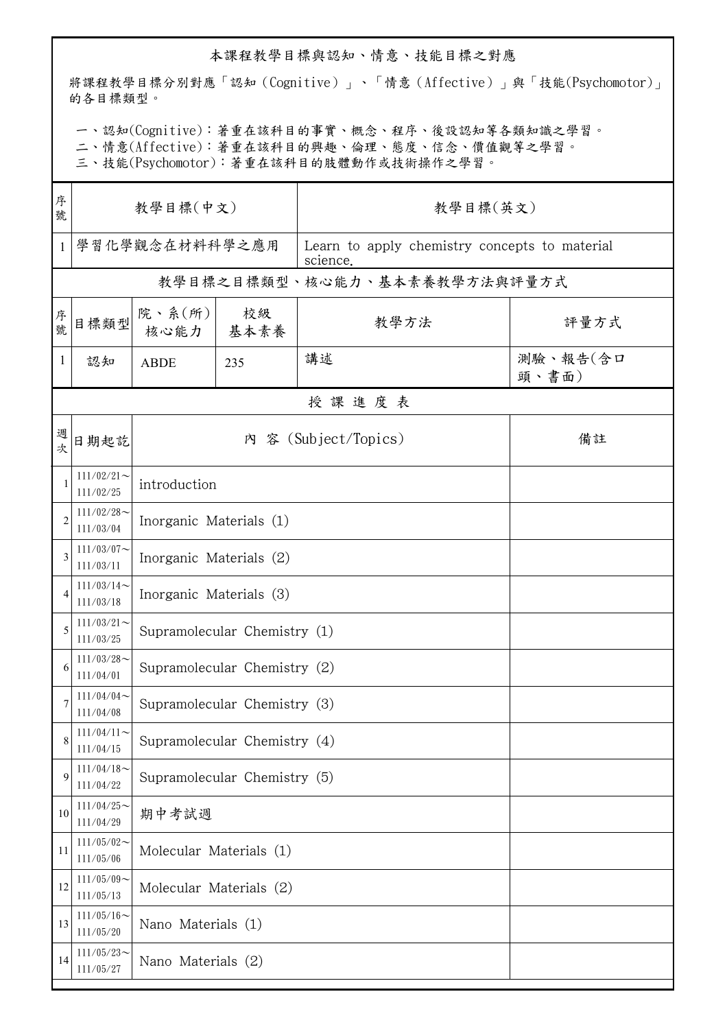## 本課程教學目標與認知、情意、技能目標之對應

將課程教學目標分別對應「認知（Cognitive）」、「情意（Affective）」與「技能(Psychomotor)」的各目標類型。

一、認知(Cognitive)：著重在該科目的事實、概念、程序、後設認知等各類知識之學習。
二、情意(Affective)：著重在該科目的興趣、倫理、態度、信念、價值觀等之學習。
三、技能(Psychomotor)：著重在該科目的肢體動作或技術操作之學習。

| 序號 | 教學目標(中文) | 教學目標(英文) |
|---|---|---|
| 1 | 學習化學觀念在材料科學之應用 | Learn to apply chemistry concepts to material science. |

## 教學目標之目標類型、核心能力、基本素養教學方法與評量方式

| 序號 | 目標類型 | 院、系(所)核心能力 | 校級基本素養 | 教學方法 | 評量方式 |
|---|---|---|---|---|---|
| 1 | 認知 | ABDE | 235 | 講述 | 測驗、報告(含口頭、書面) |

## 授 課 進 度 表

| 週次 | 日期起訖 | 內 容 (Subject/Topics) | 備註 |
|---|---|---|---|
| 1 | 111/02/21～111/02/25 | introduction | |
| 2 | 111/02/28～111/03/04 | Inorganic Materials (1) | |
| 3 | 111/03/07～111/03/11 | Inorganic Materials (2) | |
| 4 | 111/03/14～111/03/18 | Inorganic Materials (3) | |
| 5 | 111/03/21～111/03/25 | Supramolecular Chemistry (1) | |
| 6 | 111/03/28～111/04/01 | Supramolecular Chemistry (2) | |
| 7 | 111/04/04～111/04/08 | Supramolecular Chemistry (3) | |
| 8 | 111/04/11～111/04/15 | Supramolecular Chemistry (4) | |
| 9 | 111/04/18～111/04/22 | Supramolecular Chemistry (5) | |
| 10 | 111/04/25～111/04/29 | 期中考試週 | |
| 11 | 111/05/02～111/05/06 | Molecular Materials (1) | |
| 12 | 111/05/09～111/05/13 | Molecular Materials (2) | |
| 13 | 111/05/16～111/05/20 | Nano Materials (1) | |
| 14 | 111/05/23～111/05/27 | Nano Materials (2) | |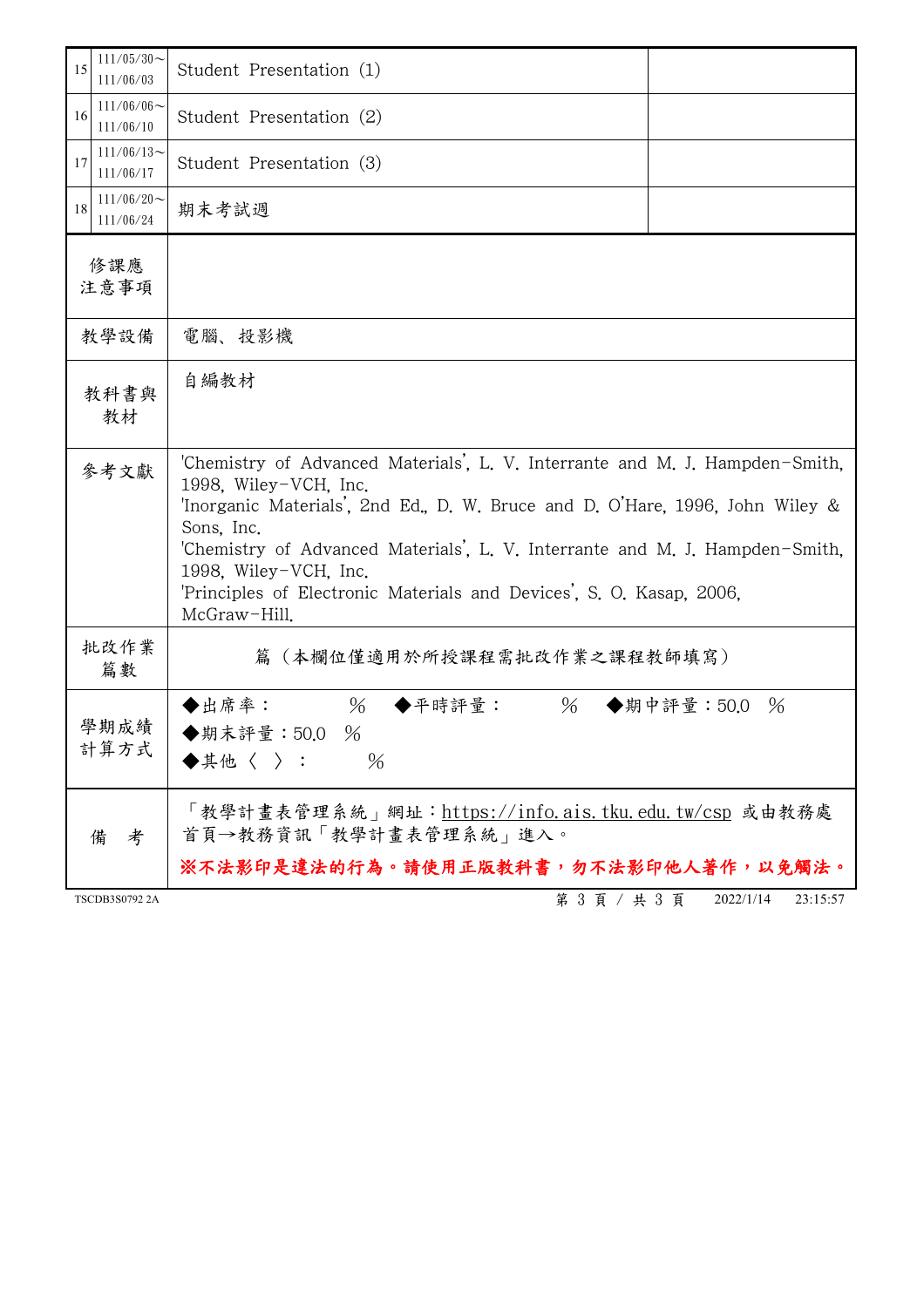| | | | |
|---|---|---|---|
| 15 | 111/05/30～<br>111/06/03 | Student Presentation (1) | |
| 16 | 111/06/06～<br>111/06/10 | Student Presentation (2) | |
| 17 | 111/06/13～<br>111/06/17 | Student Presentation (3) | |
| 18 | 111/06/20～<br>111/06/24 | 期末考試週 | |

| | |
|---|---|
| 修課應注意事項 | |
| 教學設備 | 電腦、投影機 |
| 教科書與教材 | 自編教材 |
| 參考文獻 | 'Chemistry of Advanced Materials', L. V. Interrante and M. J. Hampden-Smith, 1998, Wiley-VCH, Inc.<br>'Inorganic Materials', 2nd Ed., D. W. Bruce and D. O'Hare, 1996, John Wiley & Sons, Inc.<br>'Chemistry of Advanced Materials', L. V. Interrante and M. J. Hampden-Smith, 1998, Wiley-VCH, Inc.<br>'Principles of Electronic Materials and Devices', S. O. Kasap, 2006, McGraw-Hill. |
| 批改作業篇數 | 篇（本欄位僅適用於所授課程需批改作業之課程教師填寫） |
| 學期成績計算方式 | ◆出席率：　％　◆平時評量：　％　◆期中評量：50.0 ％<br>◆期末評量：50.0 ％<br>◆其他〈 〉：　％ |
| 備考 | 「教學計畫表管理系統」網址：https://info.ais.tku.edu.tw/csp 或由教務處首頁→教務資訊「教學計畫表管理系統」進入。<br>**※不法影印是違法的行為。請使用正版教科書，勿不法影印他人著作，以免觸法。** |

TSCDB3S0792 2A　　2022/1/14　23:15:57